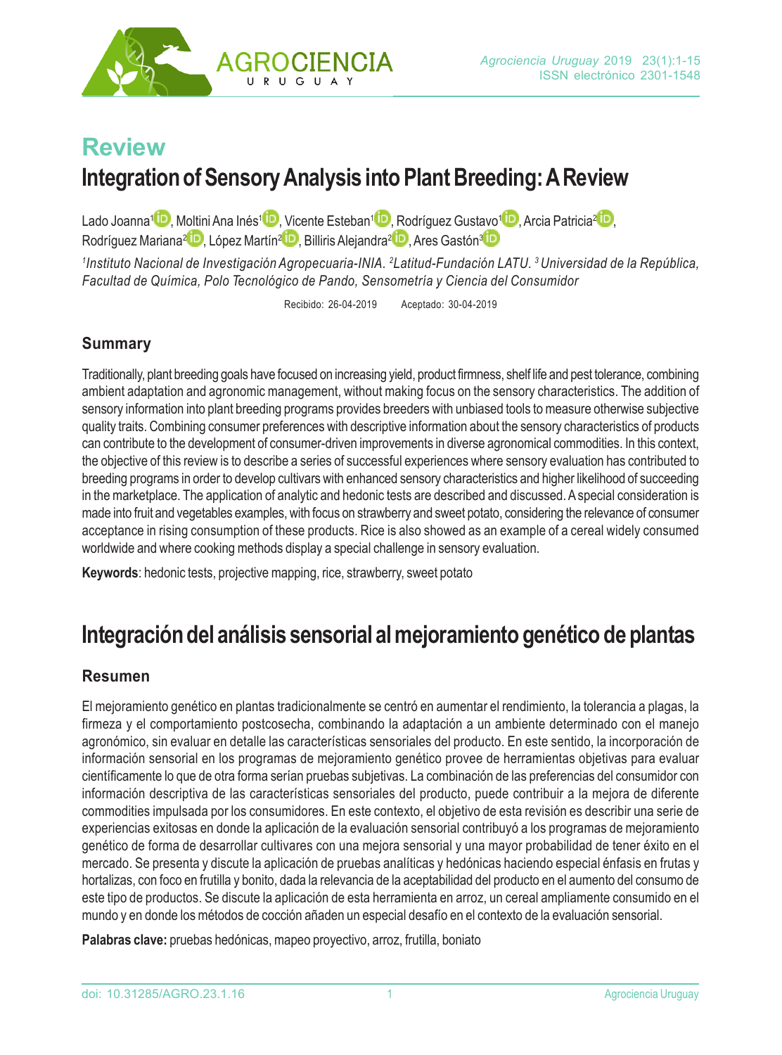## Review

# Integration of Sensory Analysis into Plant Breeding: A Review

Lado Joanna[1], Moltini Ana Inés[1], Vicente Esteban[1], Rodríguez Gustavo[1], Arcia Patricia[2], Rodríguez Mariana[2], López Martín[2], Billiris Alejandra[2], Ares Gastón[3]

*[1]Instituto Nacional de Investigación Agropecuaria-INIA. [2]Latitud-Fundación LATU. [3]Universidad de la República, Facultad de Química, Polo Tecnológico de Pando, Sensometría y Ciencia del Consumidor*

Recibido: 26-04-2019 Aceptado: 30-04-2019

### Summary

Traditionally, plant breeding goals have focused on increasing yield, product firmness, shelf life and pest tolerance, combining ambient adaptation and agronomic management, without making focus on the sensory characteristics. The addition of sensory information into plant breeding programs provides breeders with unbiased tools to measure otherwise subjective quality traits. Combining consumer preferences with descriptive information about the sensory characteristics of products can contribute to the development of consumer-driven improvements in diverse agronomical commodities. In this context, the objective of this review is to describe a series of successful experiences where sensory evaluation has contributed to breeding programs in order to develop cultivars with enhanced sensory characteristics and higher likelihood of succeeding in the marketplace. The application of analytic and hedonic tests are described and discussed. A special consideration is made into fruit and vegetables examples, with focus on strawberry and sweet potato, considering the relevance of consumer acceptance in rising consumption of these products. Rice is also showed as an example of a cereal widely consumed worldwide and where cooking methods display a special challenge in sensory evaluation.

**Keywords**: hedonic tests, projective mapping, rice, strawberry, sweet potato

# Integración del análisis sensorial al mejoramiento genético de plantas

### Resumen

El mejoramiento genético en plantas tradicionalmente se centró en aumentar el rendimiento, la tolerancia a plagas, la firmeza y el comportamiento postcosecha, combinando la adaptación a un ambiente determinado con el manejo agronómico, sin evaluar en detalle las características sensoriales del producto. En este sentido, la incorporación de información sensorial en los programas de mejoramiento genético provee de herramientas objetivas para evaluar científicamente lo que de otra forma serían pruebas subjetivas. La combinación de las preferencias del consumidor con información descriptiva de las características sensoriales del producto, puede contribuir a la mejora de diferente commodities impulsada por los consumidores. En este contexto, el objetivo de esta revisión es describir una serie de experiencias exitosas en donde la aplicación de la evaluación sensorial contribuyó a los programas de mejoramiento genético de forma de desarrollar cultivares con una mejora sensorial y una mayor probabilidad de tener éxito en el mercado. Se presenta y discute la aplicación de pruebas analíticas y hedónicas haciendo especial énfasis en frutas y hortalizas, con foco en frutilla y bonito, dada la relevancia de la aceptabilidad del producto en el aumento del consumo de este tipo de productos. Se discute la aplicación de esta herramienta en arroz, un cereal ampliamente consumido en el mundo y en donde los métodos de cocción añaden un especial desafío en el contexto de la evaluación sensorial.

**Palabras clave:** pruebas hedónicas, mapeo proyectivo, arroz, frutilla, boniato

doi: 10.31285/AGRO.23.1.16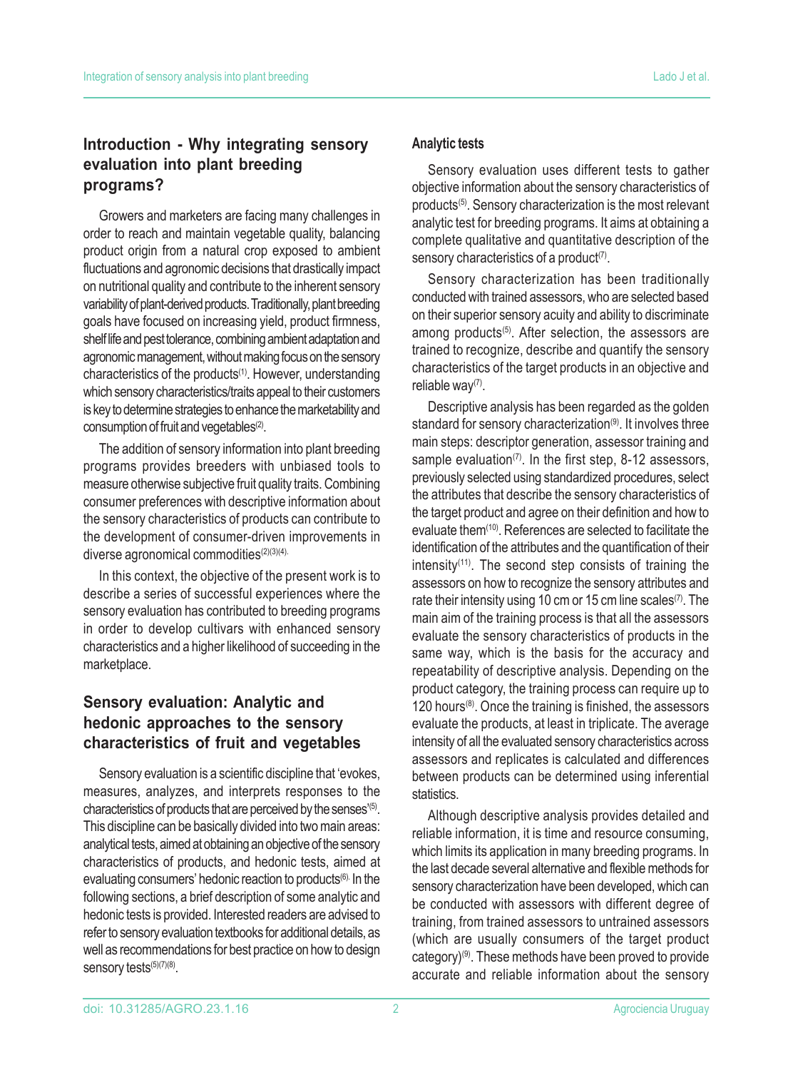## Introduction - Why integrating sensory evaluation into plant breeding programs?

Growers and marketers are facing many challenges in order to reach and maintain vegetable quality, balancing product origin from a natural crop exposed to ambient fluctuations and agronomic decisions that drastically impact on nutritional quality and contribute to the inherent sensory variability of plant-derived products. Traditionally, plant breeding goals have focused on increasing yield, product firmness, shelf life and pest tolerance, combining ambient adaptation and agronomic management, without making focus on the sensory characteristics of the products[1]. However, understanding which sensory characteristics/traits appeal to their customers is key to determine strategies to enhance the marketability and consumption of fruit and vegetables[2].

The addition of sensory information into plant breeding programs provides breeders with unbiased tools to measure otherwise subjective fruit quality traits. Combining consumer preferences with descriptive information about the sensory characteristics of products can contribute to the development of consumer-driven improvements in diverse agronomical commodities[2][3][4].

In this context, the objective of the present work is to describe a series of successful experiences where the sensory evaluation has contributed to breeding programs in order to develop cultivars with enhanced sensory characteristics and a higher likelihood of succeeding in the marketplace.

## Sensory evaluation: Analytic and hedonic approaches to the sensory characteristics of fruit and vegetables

Sensory evaluation is a scientific discipline that 'evokes, measures, analyzes, and interprets responses to the characteristics of products that are perceived by the senses'[5]. This discipline can be basically divided into two main areas: analytical tests, aimed at obtaining an objective of the sensory characteristics of products, and hedonic tests, aimed at evaluating consumers' hedonic reaction to products[6]. In the following sections, a brief description of some analytic and hedonic tests is provided. Interested readers are advised to refer to sensory evaluation textbooks for additional details, as well as recommendations for best practice on how to design sensory tests[5][7][8].

### Analytic tests

Sensory evaluation uses different tests to gather objective information about the sensory characteristics of products[5]. Sensory characterization is the most relevant analytic test for breeding programs. It aims at obtaining a complete qualitative and quantitative description of the sensory characteristics of a product[7].

Sensory characterization has been traditionally conducted with trained assessors, who are selected based on their superior sensory acuity and ability to discriminate among products[5]. After selection, the assessors are trained to recognize, describe and quantify the sensory characteristics of the target products in an objective and reliable way[7].

Descriptive analysis has been regarded as the golden standard for sensory characterization[9]. It involves three main steps: descriptor generation, assessor training and sample evaluation[7]. In the first step, 8-12 assessors, previously selected using standardized procedures, select the attributes that describe the sensory characteristics of the target product and agree on their definition and how to evaluate them[10]. References are selected to facilitate the identification of the attributes and the quantification of their intensity[11]. The second step consists of training the assessors on how to recognize the sensory attributes and rate their intensity using 10 cm or 15 cm line scales[7]. The main aim of the training process is that all the assessors evaluate the sensory characteristics of products in the same way, which is the basis for the accuracy and repeatability of descriptive analysis. Depending on the product category, the training process can require up to 120 hours[8]. Once the training is finished, the assessors evaluate the products, at least in triplicate. The average intensity of all the evaluated sensory characteristics across assessors and replicates is calculated and differences between products can be determined using inferential statistics.

Although descriptive analysis provides detailed and reliable information, it is time and resource consuming, which limits its application in many breeding programs. In the last decade several alternative and flexible methods for sensory characterization have been developed, which can be conducted with assessors with different degree of training, from trained assessors to untrained assessors (which are usually consumers of the target product category)[9]. These methods have been proved to provide accurate and reliable information about the sensory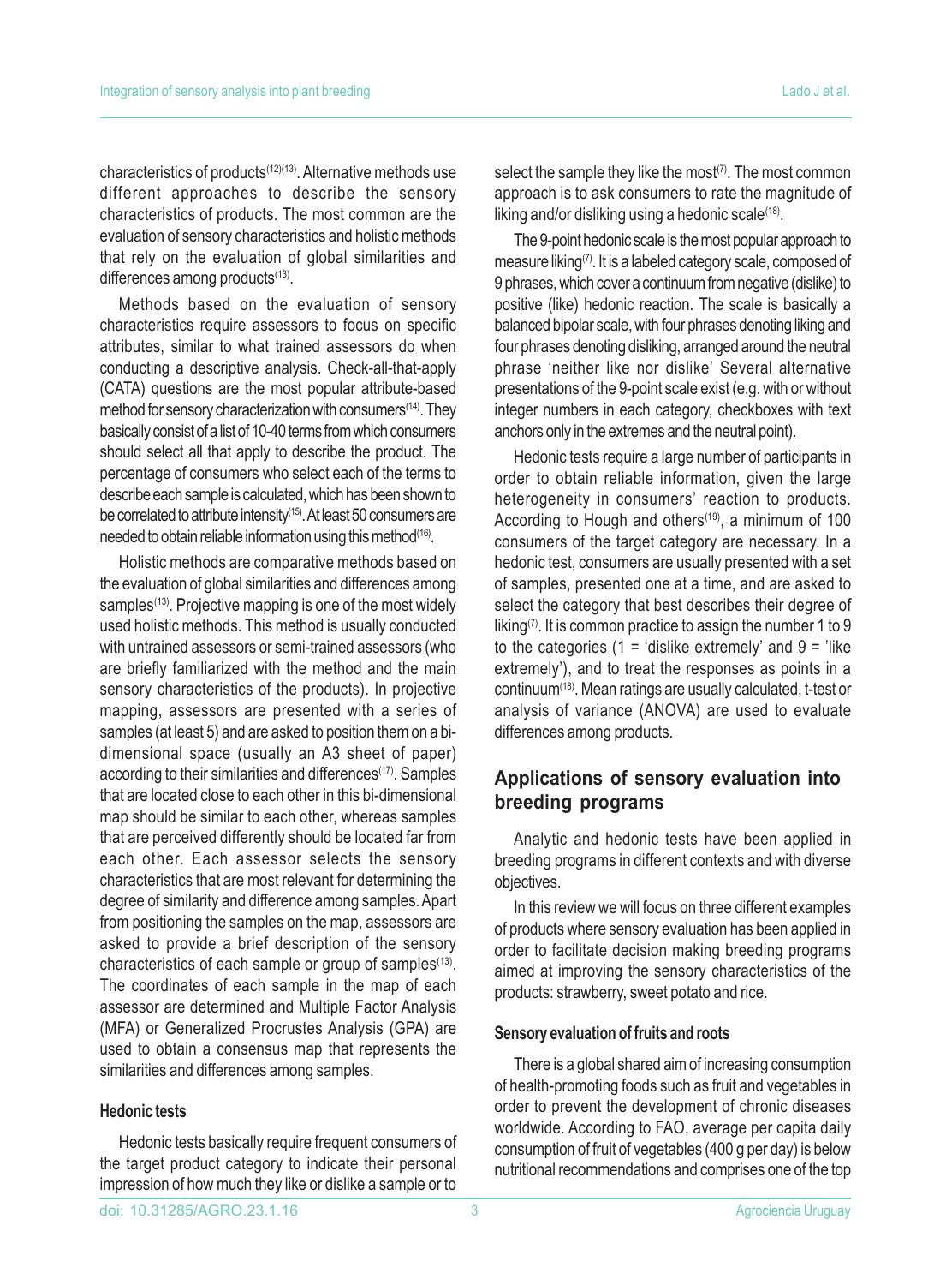characteristics of products[12][13]. Alternative methods use different approaches to describe the sensory characteristics of products. The most common are the evaluation of sensory characteristics and holistic methods that rely on the evaluation of global similarities and differences among products[13].

Methods based on the evaluation of sensory characteristics require assessors to focus on specific attributes, similar to what trained assessors do when conducting a descriptive analysis. Check-all-that-apply (CATA) questions are the most popular attribute-based method for sensory characterization with consumers[14]. They basically consist of a list of 10-40 terms from which consumers should select all that apply to describe the product. The percentage of consumers who select each of the terms to describe each sample is calculated, which has been shown to be correlated to attribute intensity[15]. At least 50 consumers are needed to obtain reliable information using this method[16].

Holistic methods are comparative methods based on the evaluation of global similarities and differences among samples[13]. Projective mapping is one of the most widely used holistic methods. This method is usually conducted with untrained assessors or semi-trained assessors (who are briefly familiarized with the method and the main sensory characteristics of the products). In projective mapping, assessors are presented with a series of samples (at least 5) and are asked to position them on a bi-dimensional space (usually an A3 sheet of paper) according to their similarities and differences[17]. Samples that are located close to each other in this bi-dimensional map should be similar to each other, whereas samples that are perceived differently should be located far from each other. Each assessor selects the sensory characteristics that are most relevant for determining the degree of similarity and difference among samples. Apart from positioning the samples on the map, assessors are asked to provide a brief description of the sensory characteristics of each sample or group of samples[13]. The coordinates of each sample in the map of each assessor are determined and Multiple Factor Analysis (MFA) or Generalized Procrustes Analysis (GPA) are used to obtain a consensus map that represents the similarities and differences among samples.

#### Hedonic tests

Hedonic tests basically require frequent consumers of the target product category to indicate their personal impression of how much they like or dislike a sample or to select the sample they like the most[7]. The most common approach is to ask consumers to rate the magnitude of liking and/or disliking using a hedonic scale[18].

The 9-point hedonic scale is the most popular approach to measure liking[7]. It is a labeled category scale, composed of 9 phrases, which cover a continuum from negative (dislike) to positive (like) hedonic reaction. The scale is basically a balanced bipolar scale, with four phrases denoting liking and four phrases denoting disliking, arranged around the neutral phrase 'neither like nor dislike' Several alternative presentations of the 9-point scale exist (e.g. with or without integer numbers in each category, checkboxes with text anchors only in the extremes and the neutral point).

Hedonic tests require a large number of participants in order to obtain reliable information, given the large heterogeneity in consumers' reaction to products. According to Hough and others[19], a minimum of 100 consumers of the target category are necessary. In a hedonic test, consumers are usually presented with a set of samples, presented one at a time, and are asked to select the category that best describes their degree of liking[7]. It is common practice to assign the number 1 to 9 to the categories (1 = 'dislike extremely' and 9 = 'like extremely'), and to treat the responses as points in a continuum[18]. Mean ratings are usually calculated, t-test or analysis of variance (ANOVA) are used to evaluate differences among products.

## Applications of sensory evaluation into breeding programs

Analytic and hedonic tests have been applied in breeding programs in different contexts and with diverse objectives.

In this review we will focus on three different examples of products where sensory evaluation has been applied in order to facilitate decision making breeding programs aimed at improving the sensory characteristics of the products: strawberry, sweet potato and rice.

#### Sensory evaluation of fruits and roots

There is a global shared aim of increasing consumption of health-promoting foods such as fruit and vegetables in order to prevent the development of chronic diseases worldwide. According to FAO, average per capita daily consumption of fruit of vegetables (400 g per day) is below nutritional recommendations and comprises one of the top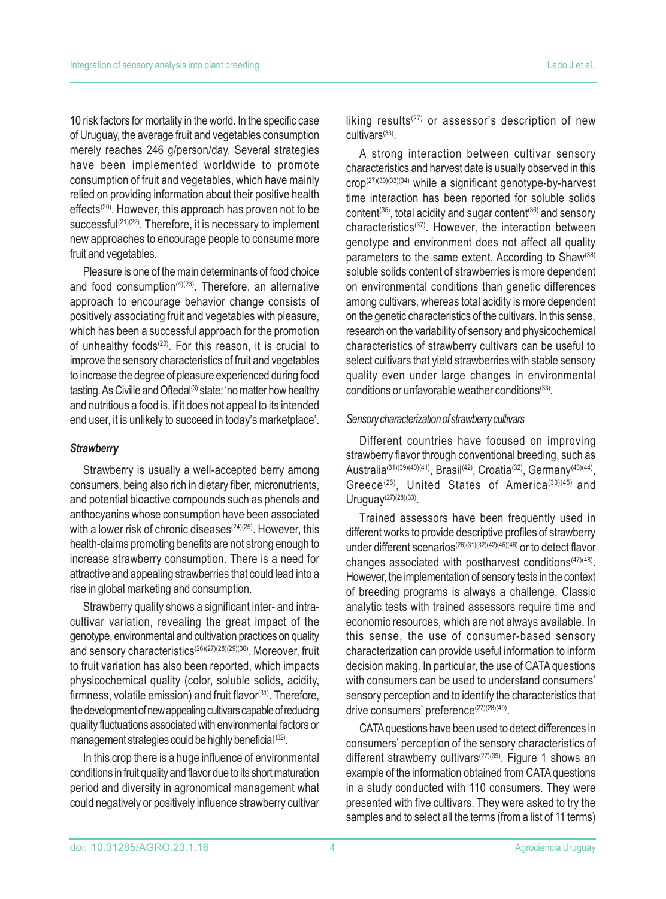10 risk factors for mortality in the world. In the specific case of Uruguay, the average fruit and vegetables consumption merely reaches 246 g/person/day. Several strategies have been implemented worldwide to promote consumption of fruit and vegetables, which have mainly relied on providing information about their positive health effects[20]. However, this approach has proven not to be successful[21][22]. Therefore, it is necessary to implement new approaches to encourage people to consume more fruit and vegetables.

Pleasure is one of the main determinants of food choice and food consumption[4][23]. Therefore, an alternative approach to encourage behavior change consists of positively associating fruit and vegetables with pleasure, which has been a successful approach for the promotion of unhealthy foods[20]. For this reason, it is crucial to improve the sensory characteristics of fruit and vegetables to increase the degree of pleasure experienced during food tasting. As Civille and Oftedal[3] state: 'no matter how healthy and nutritious a food is, if it does not appeal to its intended end user, it is unlikely to succeed in today's marketplace'.

### *Strawberry*

Strawberry is usually a well-accepted berry among consumers, being also rich in dietary fiber, micronutrients, and potential bioactive compounds such as phenols and anthocyanins whose consumption have been associated with a lower risk of chronic diseases[24][25]. However, this health-claims promoting benefits are not strong enough to increase strawberry consumption. There is a need for attractive and appealing strawberries that could lead into a rise in global marketing and consumption.

Strawberry quality shows a significant inter- and intra-cultivar variation, revealing the great impact of the genotype, environmental and cultivation practices on quality and sensory characteristics[26][27][28][29][30]. Moreover, fruit to fruit variation has also been reported, which impacts physicochemical quality (color, soluble solids, acidity, firmness, volatile emission) and fruit flavor[31]. Therefore, the development of new appealing cultivars capable of reducing quality fluctuations associated with environmental factors or management strategies could be highly beneficial[32].

In this crop there is a huge influence of environmental conditions in fruit quality and flavor due to its short maturation period and diversity in agronomical management what could negatively or positively influence strawberry cultivar liking results[27] or assessor's description of new cultivars[33].

A strong interaction between cultivar sensory characteristics and harvest date is usually observed in this crop[27][30][33][34] while a significant genotype-by-harvest time interaction has been reported for soluble solids content[35], total acidity and sugar content[36] and sensory characteristics[37]. However, the interaction between genotype and environment does not affect all quality parameters to the same extent. According to Shaw[38] soluble solids content of strawberries is more dependent on environmental conditions than genetic differences among cultivars, whereas total acidity is more dependent on the genetic characteristics of the cultivars. In this sense, research on the variability of sensory and physicochemical characteristics of strawberry cultivars can be useful to select cultivars that yield strawberries with stable sensory quality even under large changes in environmental conditions or unfavorable weather conditions[33].

#### *Sensory characterization of strawberry cultivars*

Different countries have focused on improving strawberry flavor through conventional breeding, such as Australia[31][39][40][41], Brasil[42], Croatia[32], Germany[43][44], Greece[26], United States of America[30][45] and Uruguay[27][28][33].

Trained assessors have been frequently used in different works to provide descriptive profiles of strawberry under different scenarios[26][31][32][42][45][46] or to detect flavor changes associated with postharvest conditions[47][48]. However, the implementation of sensory tests in the context of breeding programs is always a challenge. Classic analytic tests with trained assessors require time and economic resources, which are not always available. In this sense, the use of consumer-based sensory characterization can provide useful information to inform decision making. In particular, the use of CATA questions with consumers can be used to understand consumers' sensory perception and to identify the characteristics that drive consumers' preference[27][28][49].

CATA questions have been used to detect differences in consumers' perception of the sensory characteristics of different strawberry cultivars[27][39]. Figure 1 shows an example of the information obtained from CATA questions in a study conducted with 110 consumers. They were presented with five cultivars. They were asked to try the samples and to select all the terms (from a list of 11 terms)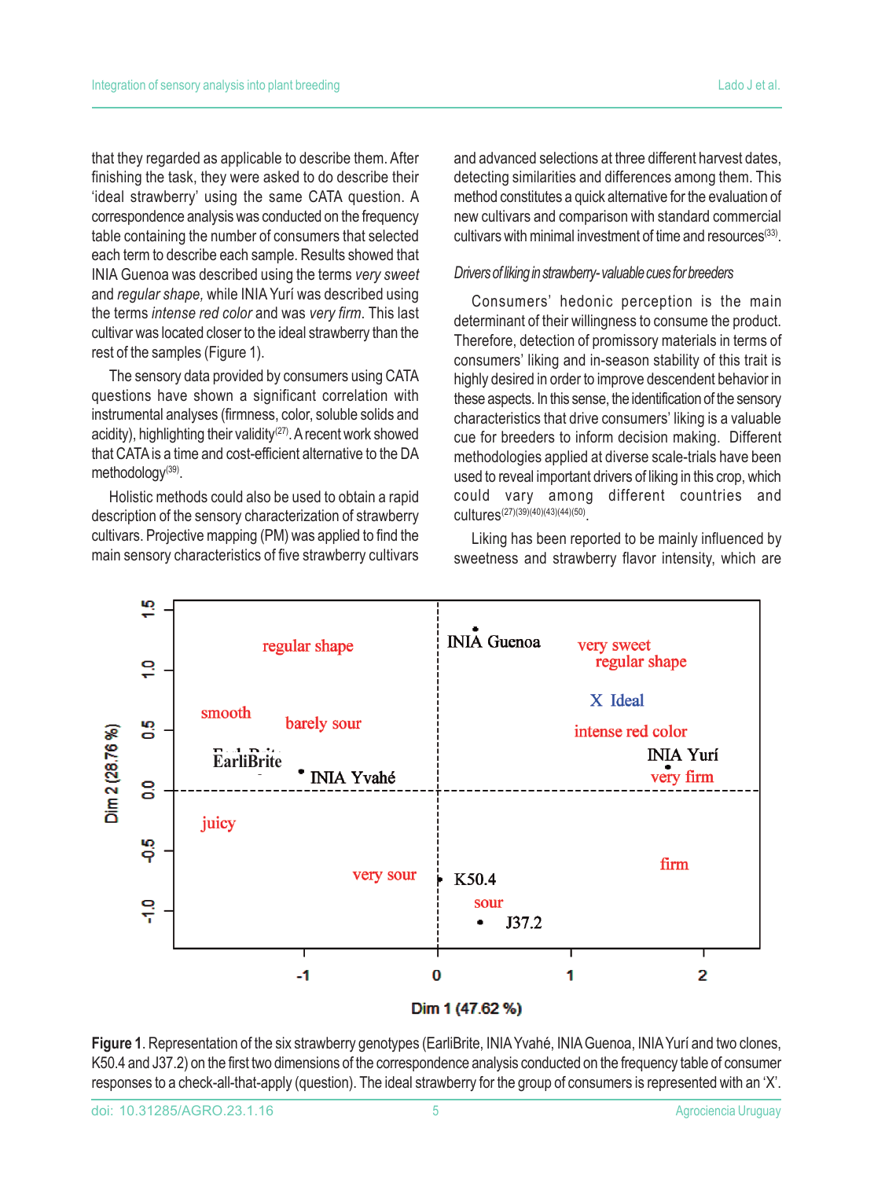that they regarded as applicable to describe them. After finishing the task, they were asked to do describe their 'ideal strawberry' using the same CATA question. A correspondence analysis was conducted on the frequency table containing the number of consumers that selected each term to describe each sample. Results showed that INIA Guenoa was described using the terms *very sweet* and *regular shape,* while INIA Yurí was described using the terms *intense red color* and was *very firm*. This last cultivar was located closer to the ideal strawberry than the rest of the samples (Figure 1).

The sensory data provided by consumers using CATA questions have shown a significant correlation with instrumental analyses (firmness, color, soluble solids and acidity), highlighting their validity[27]. A recent work showed that CATA is a time and cost-efficient alternative to the DA methodology[39].

Holistic methods could also be used to obtain a rapid description of the sensory characterization of strawberry cultivars. Projective mapping (PM) was applied to find the main sensory characteristics of five strawberry cultivars and advanced selections at three different harvest dates, detecting similarities and differences among them. This method constitutes a quick alternative for the evaluation of new cultivars and comparison with standard commercial cultivars with minimal investment of time and resources[33].

### *Drivers of liking in strawberry- valuable cues for breeders*

Consumers' hedonic perception is the main determinant of their willingness to consume the product. Therefore, detection of promissory materials in terms of consumers' liking and in-season stability of this trait is highly desired in order to improve descendent behavior in these aspects. In this sense, the identification of the sensory characteristics that drive consumers' liking is a valuable cue for breeders to inform decision making. Different methodologies applied at diverse scale-trials have been used to reveal important drivers of liking in this crop, which could vary among different countries and cultures[27][39][40][43][44][50].

Liking has been reported to be mainly influenced by sweetness and strawberry flavor intensity, which are

**Figure 1**. Representation of the six strawberry genotypes (EarliBrite, INIA Yvahé, INIA Guenoa, INIA Yurí and two clones, K50.4 and J37.2) on the first two dimensions of the correspondence analysis conducted on the frequency table of consumer responses to a check-all-that-apply (question). The ideal strawberry for the group of consumers is represented with an 'X'.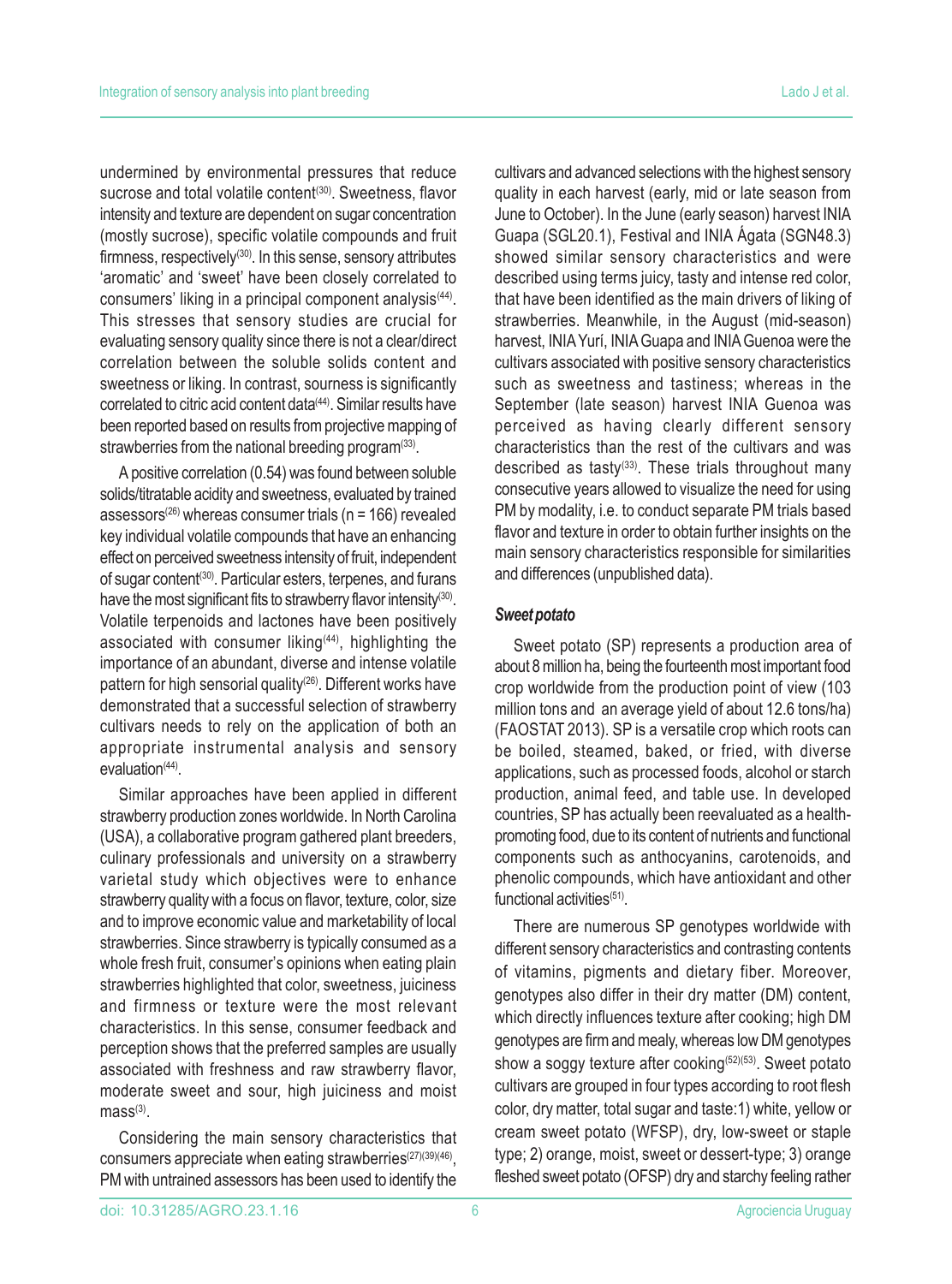undermined by environmental pressures that reduce sucrose and total volatile content[30]. Sweetness, flavor intensity and texture are dependent on sugar concentration (mostly sucrose), specific volatile compounds and fruit firmness, respectively[30]. In this sense, sensory attributes 'aromatic' and 'sweet' have been closely correlated to consumers' liking in a principal component analysis[44]. This stresses that sensory studies are crucial for evaluating sensory quality since there is not a clear/direct correlation between the soluble solids content and sweetness or liking. In contrast, sourness is significantly correlated to citric acid content data[44]. Similar results have been reported based on results from projective mapping of strawberries from the national breeding program[33].

A positive correlation (0.54) was found between soluble solids/titratable acidity and sweetness, evaluated by trained assessors[26] whereas consumer trials (n = 166) revealed key individual volatile compounds that have an enhancing effect on perceived sweetness intensity of fruit, independent of sugar content[30]. Particular esters, terpenes, and furans have the most significant fits to strawberry flavor intensity[30]. Volatile terpenoids and lactones have been positively associated with consumer liking[44], highlighting the importance of an abundant, diverse and intense volatile pattern for high sensorial quality[26]. Different works have demonstrated that a successful selection of strawberry cultivars needs to rely on the application of both an appropriate instrumental analysis and sensory evaluation[44].

Similar approaches have been applied in different strawberry production zones worldwide. In North Carolina (USA), a collaborative program gathered plant breeders, culinary professionals and university on a strawberry varietal study which objectives were to enhance strawberry quality with a focus on flavor, texture, color, size and to improve economic value and marketability of local strawberries. Since strawberry is typically consumed as a whole fresh fruit, consumer's opinions when eating plain strawberries highlighted that color, sweetness, juiciness and firmness or texture were the most relevant characteristics. In this sense, consumer feedback and perception shows that the preferred samples are usually associated with freshness and raw strawberry flavor, moderate sweet and sour, high juiciness and moist mass[3].

Considering the main sensory characteristics that consumers appreciate when eating strawberries[27][39][46], PM with untrained assessors has been used to identify the cultivars and advanced selections with the highest sensory quality in each harvest (early, mid or late season from June to October). In the June (early season) harvest INIA Guapa (SGL20.1), Festival and INIA Ágata (SGN48.3) showed similar sensory characteristics and were described using terms juicy, tasty and intense red color, that have been identified as the main drivers of liking of strawberries. Meanwhile, in the August (mid-season) harvest, INIA Yurí, INIA Guapa and INIA Guenoa were the cultivars associated with positive sensory characteristics such as sweetness and tastiness; whereas in the September (late season) harvest INIA Guenoa was perceived as having clearly different sensory characteristics than the rest of the cultivars and was described as tasty[33]. These trials throughout many consecutive years allowed to visualize the need for using PM by modality, i.e. to conduct separate PM trials based flavor and texture in order to obtain further insights on the main sensory characteristics responsible for similarities and differences (unpublished data).

#### *Sweet potato*

Sweet potato (SP) represents a production area of about 8 million ha, being the fourteenth most important food crop worldwide from the production point of view (103 million tons and an average yield of about 12.6 tons/ha) (FAOSTAT 2013). SP is a versatile crop which roots can be boiled, steamed, baked, or fried, with diverse applications, such as processed foods, alcohol or starch production, animal feed, and table use. In developed countries, SP has actually been reevaluated as a health-promoting food, due to its content of nutrients and functional components such as anthocyanins, carotenoids, and phenolic compounds, which have antioxidant and other functional activities[51].

There are numerous SP genotypes worldwide with different sensory characteristics and contrasting contents of vitamins, pigments and dietary fiber. Moreover, genotypes also differ in their dry matter (DM) content, which directly influences texture after cooking; high DM genotypes are firm and mealy, whereas low DM genotypes show a soggy texture after cooking[52][53]. Sweet potato cultivars are grouped in four types according to root flesh color, dry matter, total sugar and taste:1) white, yellow or cream sweet potato (WFSP), dry, low-sweet or staple type; 2) orange, moist, sweet or dessert-type; 3) orange fleshed sweet potato (OFSP) dry and starchy feeling rather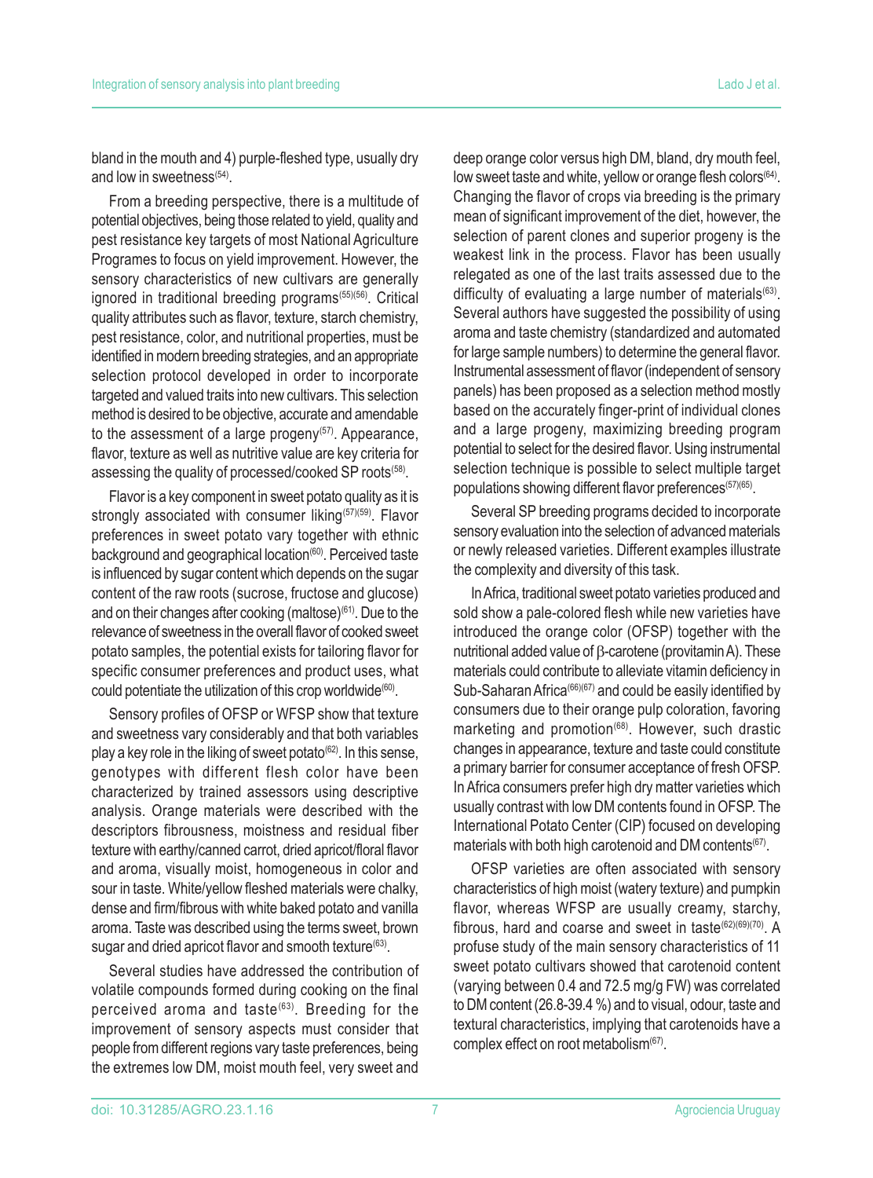bland in the mouth and 4) purple-fleshed type, usually dry and low in sweetness[54].

From a breeding perspective, there is a multitude of potential objectives, being those related to yield, quality and pest resistance key targets of most National Agriculture Programes to focus on yield improvement. However, the sensory characteristics of new cultivars are generally ignored in traditional breeding programs[55][56]. Critical quality attributes such as flavor, texture, starch chemistry, pest resistance, color, and nutritional properties, must be identified in modern breeding strategies, and an appropriate selection protocol developed in order to incorporate targeted and valued traits into new cultivars. This selection method is desired to be objective, accurate and amendable to the assessment of a large progeny[57]. Appearance, flavor, texture as well as nutritive value are key criteria for assessing the quality of processed/cooked SP roots[58].

Flavor is a key component in sweet potato quality as it is strongly associated with consumer liking[57][59]. Flavor preferences in sweet potato vary together with ethnic background and geographical location[60]. Perceived taste is influenced by sugar content which depends on the sugar content of the raw roots (sucrose, fructose and glucose) and on their changes after cooking (maltose)[61]. Due to the relevance of sweetness in the overall flavor of cooked sweet potato samples, the potential exists for tailoring flavor for specific consumer preferences and product uses, what could potentiate the utilization of this crop worldwide[60].

Sensory profiles of OFSP or WFSP show that texture and sweetness vary considerably and that both variables play a key role in the liking of sweet potato[62]. In this sense, genotypes with different flesh color have been characterized by trained assessors using descriptive analysis. Orange materials were described with the descriptors fibrousness, moistness and residual fiber texture with earthy/canned carrot, dried apricot/floral flavor and aroma, visually moist, homogeneous in color and sour in taste. White/yellow fleshed materials were chalky, dense and firm/fibrous with white baked potato and vanilla aroma. Taste was described using the terms sweet, brown sugar and dried apricot flavor and smooth texture[63].

Several studies have addressed the contribution of volatile compounds formed during cooking on the final perceived aroma and taste[63]. Breeding for the improvement of sensory aspects must consider that people from different regions vary taste preferences, being the extremes low DM, moist mouth feel, very sweet and deep orange color versus high DM, bland, dry mouth feel, low sweet taste and white, yellow or orange flesh colors[64]. Changing the flavor of crops via breeding is the primary mean of significant improvement of the diet, however, the selection of parent clones and superior progeny is the weakest link in the process. Flavor has been usually relegated as one of the last traits assessed due to the difficulty of evaluating a large number of materials[63]. Several authors have suggested the possibility of using aroma and taste chemistry (standardized and automated for large sample numbers) to determine the general flavor. Instrumental assessment of flavor (independent of sensory panels) has been proposed as a selection method mostly based on the accurately finger-print of individual clones and a large progeny, maximizing breeding program potential to select for the desired flavor. Using instrumental selection technique is possible to select multiple target populations showing different flavor preferences[57][65].

Several SP breeding programs decided to incorporate sensory evaluation into the selection of advanced materials or newly released varieties. Different examples illustrate the complexity and diversity of this task.

In Africa, traditional sweet potato varieties produced and sold show a pale-colored flesh while new varieties have introduced the orange color (OFSP) together with the nutritional added value of β-carotene (provitamin A). These materials could contribute to alleviate vitamin deficiency in Sub-Saharan Africa[66][67] and could be easily identified by consumers due to their orange pulp coloration, favoring marketing and promotion[68]. However, such drastic changes in appearance, texture and taste could constitute a primary barrier for consumer acceptance of fresh OFSP. In Africa consumers prefer high dry matter varieties which usually contrast with low DM contents found in OFSP. The International Potato Center (CIP) focused on developing materials with both high carotenoid and DM contents[67].

OFSP varieties are often associated with sensory characteristics of high moist (watery texture) and pumpkin flavor, whereas WFSP are usually creamy, starchy, fibrous, hard and coarse and sweet in taste[62][69][70]. A profuse study of the main sensory characteristics of 11 sweet potato cultivars showed that carotenoid content (varying between 0.4 and 72.5 mg/g FW) was correlated to DM content (26.8-39.4 %) and to visual, odour, taste and textural characteristics, implying that carotenoids have a complex effect on root metabolism[67].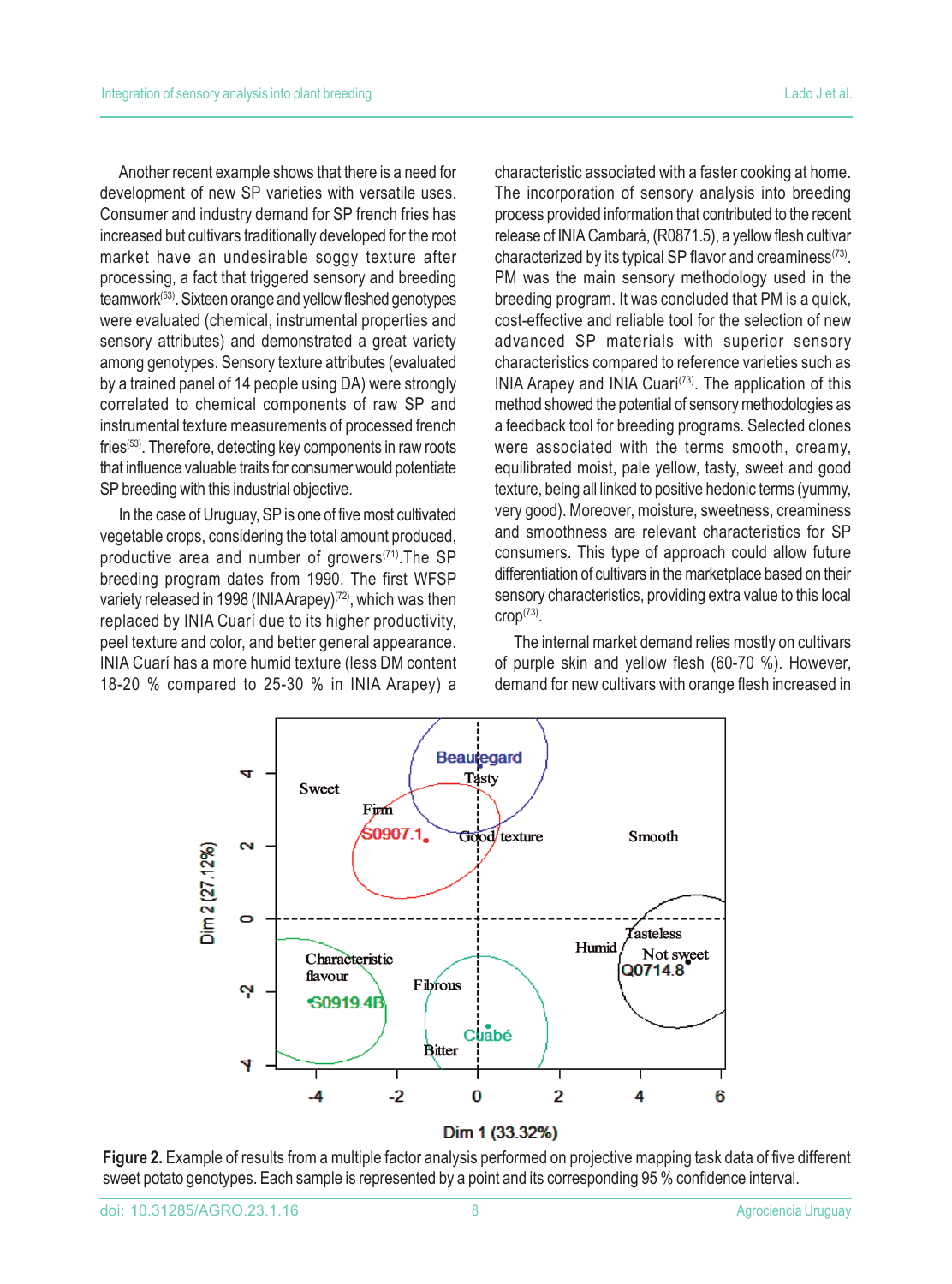Another recent example shows that there is a need for development of new SP varieties with versatile uses. Consumer and industry demand for SP french fries has increased but cultivars traditionally developed for the root market have an undesirable soggy texture after processing, a fact that triggered sensory and breeding teamwork[53]. Sixteen orange and yellow fleshed genotypes were evaluated (chemical, instrumental properties and sensory attributes) and demonstrated a great variety among genotypes. Sensory texture attributes (evaluated by a trained panel of 14 people using DA) were strongly correlated to chemical components of raw SP and instrumental texture measurements of processed french fries[53]. Therefore, detecting key components in raw roots that influence valuable traits for consumer would potentiate SP breeding with this industrial objective.

In the case of Uruguay, SP is one of five most cultivated vegetable crops, considering the total amount produced, productive area and number of growers[71]. The SP breeding program dates from 1990. The first WFSP variety released in 1998 (INIA Arapey)[72], which was then replaced by INIA Cuarí due to its higher productivity, peel texture and color, and better general appearance. INIA Cuarí has a more humid texture (less DM content 18-20 % compared to 25-30 % in INIA Arapey) a characteristic associated with a faster cooking at home. The incorporation of sensory analysis into breeding process provided information that contributed to the recent release of INIA Cambará, (R0871.5), a yellow flesh cultivar characterized by its typical SP flavor and creaminess[73]. PM was the main sensory methodology used in the breeding program. It was concluded that PM is a quick, cost-effective and reliable tool for the selection of new advanced SP materials with superior sensory characteristics compared to reference varieties such as INIA Arapey and INIA Cuarí[73]. The application of this method showed the potential of sensory methodologies as a feedback tool for breeding programs. Selected clones were associated with the terms smooth, creamy, equilibrated moist, pale yellow, tasty, sweet and good texture, being all linked to positive hedonic terms (yummy, very good). Moreover, moisture, sweetness, creaminess and smoothness are relevant characteristics for SP consumers. This type of approach could allow future differentiation of cultivars in the marketplace based on their sensory characteristics, providing extra value to this local crop[73].

The internal market demand relies mostly on cultivars of purple skin and yellow flesh (60-70 %). However, demand for new cultivars with orange flesh increased in

**Figure 2.** Example of results from a multiple factor analysis performed on projective mapping task data of five different sweet potato genotypes. Each sample is represented by a point and its corresponding 95 % confidence interval.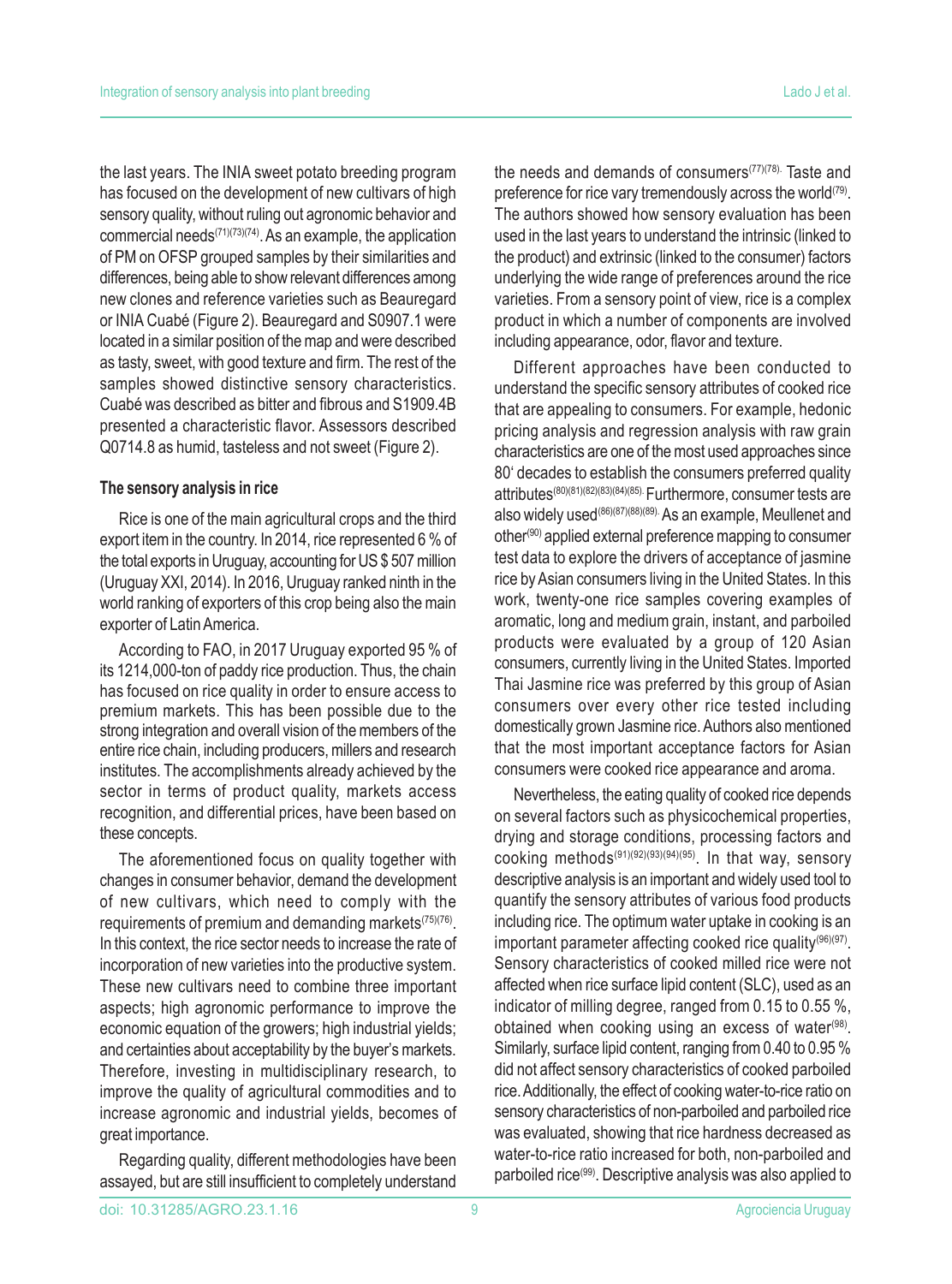the last years. The INIA sweet potato breeding program has focused on the development of new cultivars of high sensory quality, without ruling out agronomic behavior and commercial needs[71][73][74]. As an example, the application of PM on OFSP grouped samples by their similarities and differences, being able to show relevant differences among new clones and reference varieties such as Beauregard or INIA Cuabé (Figure 2). Beauregard and S0907.1 were located in a similar position of the map and were described as tasty, sweet, with good texture and firm. The rest of the samples showed distinctive sensory characteristics. Cuabé was described as bitter and fibrous and S1909.4B presented a characteristic flavor. Assessors described Q0714.8 as humid, tasteless and not sweet (Figure 2).

### The sensory analysis in rice

Rice is one of the main agricultural crops and the third export item in the country. In 2014, rice represented 6 % of the total exports in Uruguay, accounting for US $ 507 million (Uruguay XXI, 2014). In 2016, Uruguay ranked ninth in the world ranking of exporters of this crop being also the main exporter of Latin America.

According to FAO, in 2017 Uruguay exported 95 % of its 1214,000-ton of paddy rice production. Thus, the chain has focused on rice quality in order to ensure access to premium markets. This has been possible due to the strong integration and overall vision of the members of the entire rice chain, including producers, millers and research institutes. The accomplishments already achieved by the sector in terms of product quality, markets access recognition, and differential prices, have been based on these concepts.

The aforementioned focus on quality together with changes in consumer behavior, demand the development of new cultivars, which need to comply with the requirements of premium and demanding markets[75][76]. In this context, the rice sector needs to increase the rate of incorporation of new varieties into the productive system. These new cultivars need to combine three important aspects; high agronomic performance to improve the economic equation of the growers; high industrial yields; and certainties about acceptability by the buyer's markets. Therefore, investing in multidisciplinary research, to improve the quality of agricultural commodities and to increase agronomic and industrial yields, becomes of great importance.

Regarding quality, different methodologies have been assayed, but are still insufficient to completely understand the needs and demands of consumers[77][78]. Taste and preference for rice vary tremendously across the world[79]. The authors showed how sensory evaluation has been used in the last years to understand the intrinsic (linked to the product) and extrinsic (linked to the consumer) factors underlying the wide range of preferences around the rice varieties. From a sensory point of view, rice is a complex product in which a number of components are involved including appearance, odor, flavor and texture.

Different approaches have been conducted to understand the specific sensory attributes of cooked rice that are appealing to consumers. For example, hedonic pricing analysis and regression analysis with raw grain characteristics are one of the most used approaches since 80' decades to establish the consumers preferred quality attributes[80][81][82][83][84][85]. Furthermore, consumer tests are also widely used[86][87][88][89]. As an example, Meullenet and other[90] applied external preference mapping to consumer test data to explore the drivers of acceptance of jasmine rice by Asian consumers living in the United States. In this work, twenty-one rice samples covering examples of aromatic, long and medium grain, instant, and parboiled products were evaluated by a group of 120 Asian consumers, currently living in the United States. Imported Thai Jasmine rice was preferred by this group of Asian consumers over every other rice tested including domestically grown Jasmine rice. Authors also mentioned that the most important acceptance factors for Asian consumers were cooked rice appearance and aroma.

Nevertheless, the eating quality of cooked rice depends on several factors such as physicochemical properties, drying and storage conditions, processing factors and cooking methods[91][92][93][94][95]. In that way, sensory descriptive analysis is an important and widely used tool to quantify the sensory attributes of various food products including rice. The optimum water uptake in cooking is an important parameter affecting cooked rice quality[96][97]. Sensory characteristics of cooked milled rice were not affected when rice surface lipid content (SLC), used as an indicator of milling degree, ranged from 0.15 to 0.55 %, obtained when cooking using an excess of water[98]. Similarly, surface lipid content, ranging from 0.40 to 0.95 % did not affect sensory characteristics of cooked parboiled rice. Additionally, the effect of cooking water-to-rice ratio on sensory characteristics of non-parboiled and parboiled rice was evaluated, showing that rice hardness decreased as water-to-rice ratio increased for both, non-parboiled and parboiled rice[99]. Descriptive analysis was also applied to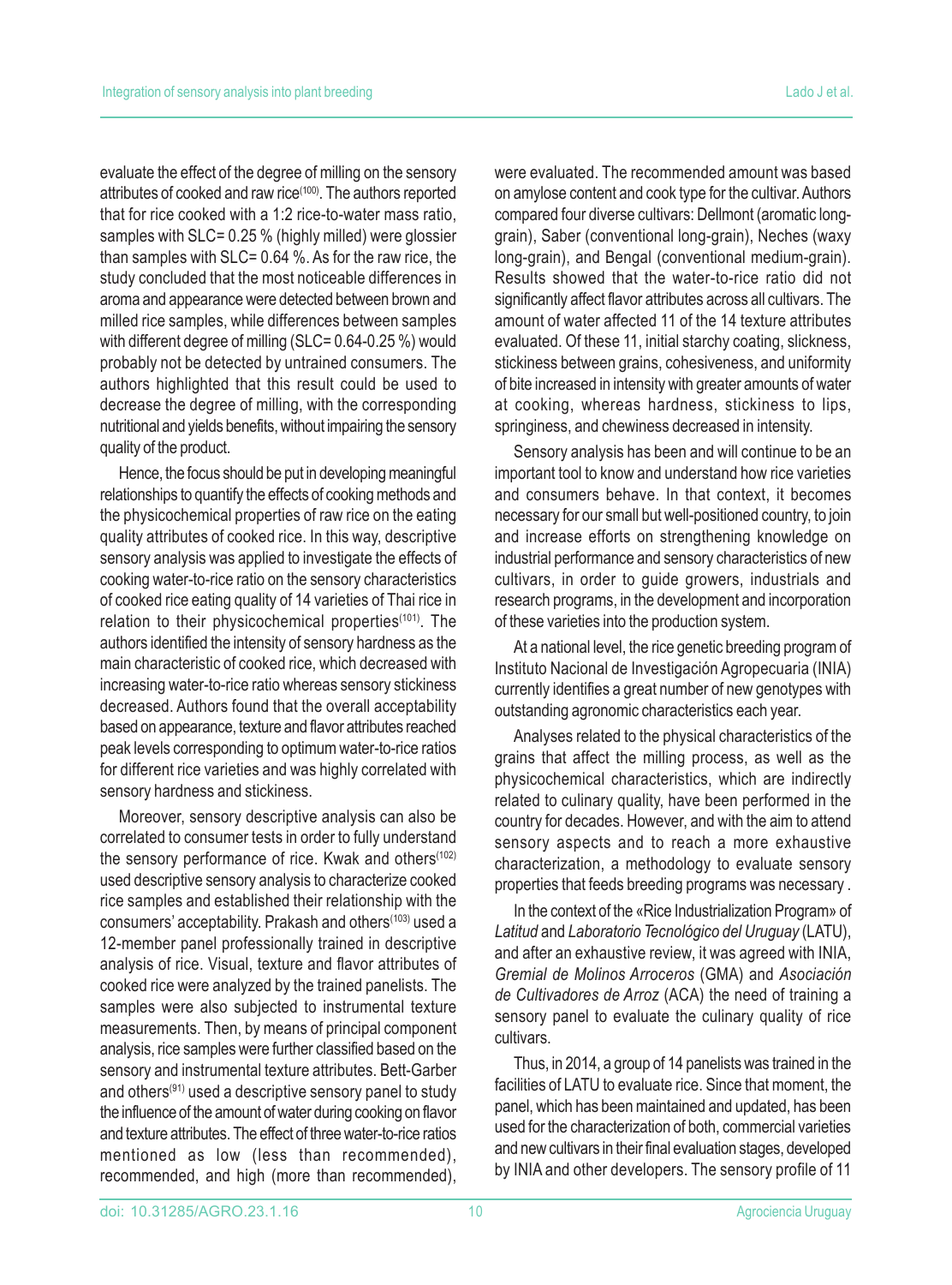evaluate the effect of the degree of milling on the sensory attributes of cooked and raw rice[100]. The authors reported that for rice cooked with a 1:2 rice-to-water mass ratio, samples with SLC= 0.25 % (highly milled) were glossier than samples with SLC= 0.64 %. As for the raw rice, the study concluded that the most noticeable differences in aroma and appearance were detected between brown and milled rice samples, while differences between samples with different degree of milling (SLC= 0.64-0.25 %) would probably not be detected by untrained consumers. The authors highlighted that this result could be used to decrease the degree of milling, with the corresponding nutritional and yields benefits, without impairing the sensory quality of the product.

Hence, the focus should be put in developing meaningful relationships to quantify the effects of cooking methods and the physicochemical properties of raw rice on the eating quality attributes of cooked rice. In this way, descriptive sensory analysis was applied to investigate the effects of cooking water-to-rice ratio on the sensory characteristics of cooked rice eating quality of 14 varieties of Thai rice in relation to their physicochemical properties[101]. The authors identified the intensity of sensory hardness as the main characteristic of cooked rice, which decreased with increasing water-to-rice ratio whereas sensory stickiness decreased. Authors found that the overall acceptability based on appearance, texture and flavor attributes reached peak levels corresponding to optimum water-to-rice ratios for different rice varieties and was highly correlated with sensory hardness and stickiness.

Moreover, sensory descriptive analysis can also be correlated to consumer tests in order to fully understand the sensory performance of rice. Kwak and others[102] used descriptive sensory analysis to characterize cooked rice samples and established their relationship with the consumers' acceptability. Prakash and others[103] used a 12-member panel professionally trained in descriptive analysis of rice. Visual, texture and flavor attributes of cooked rice were analyzed by the trained panelists. The samples were also subjected to instrumental texture measurements. Then, by means of principal component analysis, rice samples were further classified based on the sensory and instrumental texture attributes. Bett-Garber and others[91] used a descriptive sensory panel to study the influence of the amount of water during cooking on flavor and texture attributes. The effect of three water-to-rice ratios mentioned as low (less than recommended), recommended, and high (more than recommended), were evaluated. The recommended amount was based on amylose content and cook type for the cultivar. Authors compared four diverse cultivars: Dellmont (aromatic long-grain), Saber (conventional long-grain), Neches (waxy long-grain), and Bengal (conventional medium-grain). Results showed that the water-to-rice ratio did not significantly affect flavor attributes across all cultivars. The amount of water affected 11 of the 14 texture attributes evaluated. Of these 11, initial starchy coating, slickness, stickiness between grains, cohesiveness, and uniformity of bite increased in intensity with greater amounts of water at cooking, whereas hardness, stickiness to lips, springiness, and chewiness decreased in intensity.

Sensory analysis has been and will continue to be an important tool to know and understand how rice varieties and consumers behave. In that context, it becomes necessary for our small but well-positioned country, to join and increase efforts on strengthening knowledge on industrial performance and sensory characteristics of new cultivars, in order to guide growers, industrials and research programs, in the development and incorporation of these varieties into the production system.

At a national level, the rice genetic breeding program of Instituto Nacional de Investigación Agropecuaria (INIA) currently identifies a great number of new genotypes with outstanding agronomic characteristics each year.

Analyses related to the physical characteristics of the grains that affect the milling process, as well as the physicochemical characteristics, which are indirectly related to culinary quality, have been performed in the country for decades. However, and with the aim to attend sensory aspects and to reach a more exhaustive characterization, a methodology to evaluate sensory properties that feeds breeding programs was necessary .

In the context of the «Rice Industrialization Program» of *Latitud* and *Laboratorio Tecnológico del Uruguay* (LATU), and after an exhaustive review, it was agreed with INIA, *Gremial de Molinos Arroceros* (GMA) and *Asociación de Cultivadores de Arroz* (ACA) the need of training a sensory panel to evaluate the culinary quality of rice cultivars.

Thus, in 2014, a group of 14 panelists was trained in the facilities of LATU to evaluate rice. Since that moment, the panel, which has been maintained and updated, has been used for the characterization of both, commercial varieties and new cultivars in their final evaluation stages, developed by INIA and other developers. The sensory profile of 11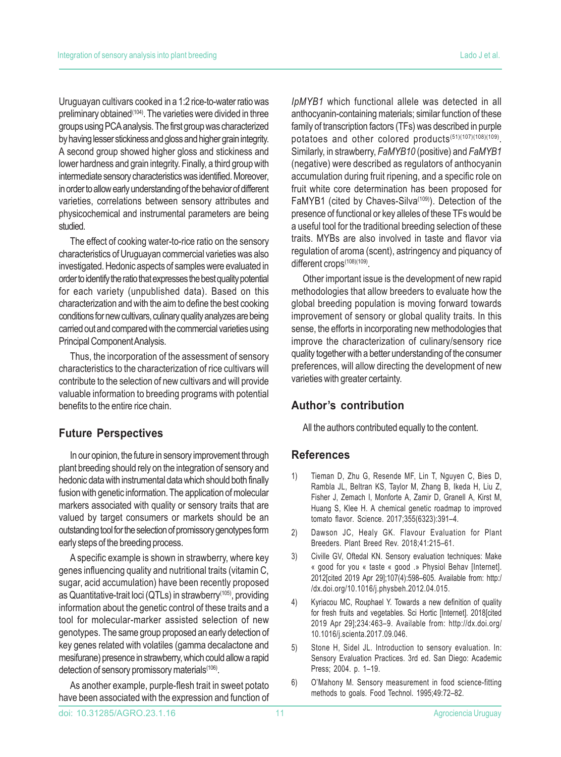Uruguayan cultivars cooked in a 1:2 rice-to-water ratio was preliminary obtained[104]. The varieties were divided in three groups using PCA analysis. The first group was characterized by having lesser stickiness and gloss and higher grain integrity. A second group showed higher gloss and stickiness and lower hardness and grain integrity. Finally, a third group with intermediate sensory characteristics was identified. Moreover, in order to allow early understanding of the behavior of different varieties, correlations between sensory attributes and physicochemical and instrumental parameters are being studied.

The effect of cooking water-to-rice ratio on the sensory characteristics of Uruguayan commercial varieties was also investigated. Hedonic aspects of samples were evaluated in order to identify the ratio that expresses the best quality potential for each variety (unpublished data). Based on this characterization and with the aim to define the best cooking conditions for new cultivars, culinary quality analyzes are being carried out and compared with the commercial varieties using Principal Component Analysis.

Thus, the incorporation of the assessment of sensory characteristics to the characterization of rice cultivars will contribute to the selection of new cultivars and will provide valuable information to breeding programs with potential benefits to the entire rice chain.

## Future Perspectives

In our opinion, the future in sensory improvement through plant breeding should rely on the integration of sensory and hedonic data with instrumental data which should both finally fusion with genetic information. The application of molecular markers associated with quality or sensory traits that are valued by target consumers or markets should be an outstanding tool for the selection of promissory genotypes form early steps of the breeding process.

A specific example is shown in strawberry, where key genes influencing quality and nutritional traits (vitamin C, sugar, acid accumulation) have been recently proposed as Quantitative-trait loci (QTLs) in strawberry[105], providing information about the genetic control of these traits and a tool for molecular-marker assisted selection of new genotypes. The same group proposed an early detection of key genes related with volatiles (gamma decalactone and mesifurane) presence in strawberry, which could allow a rapid detection of sensory promissory materials[106].

As another example, purple-flesh trait in sweet potato have been associated with the expression and function of *IpMYB1* which functional allele was detected in all anthocyanin-containing materials; similar function of these family of transcription factors (TFs) was described in purple potatoes and other colored products[51][107][108][109]. Similarly, in strawberry, *FaMYB10* (positive) and *FaMYB1* (negative) were described as regulators of anthocyanin accumulation during fruit ripening, and a specific role on fruit white core determination has been proposed for FaMYB1 (cited by Chaves-Silva[109]). Detection of the presence of functional or key alleles of these TFs would be a useful tool for the traditional breeding selection of these traits. MYBs are also involved in taste and flavor via regulation of aroma (scent), astringency and piquancy of different crops[108][109].

Other important issue is the development of new rapid methodologies that allow breeders to evaluate how the global breeding population is moving forward towards improvement of sensory or global quality traits. In this sense, the efforts in incorporating new methodologies that improve the characterization of culinary/sensory rice quality together with a better understanding of the consumer preferences, will allow directing the development of new varieties with greater certainty.

## Author's contribution

All the authors contributed equally to the content.

## References

1) Tieman D, Zhu G, Resende MF, Lin T, Nguyen C, Bies D, Rambla JL, Beltran KS, Taylor M, Zhang B, Ikeda H, Liu Z, Fisher J, Zemach I, Monforte A, Zamir D, Granell A, Kirst M, Huang S, Klee H. A chemical genetic roadmap to improved tomato flavor. Science. 2017;355(6323):391–4.

2) Dawson JC, Healy GK. Flavour Evaluation for Plant Breeders. Plant Breed Rev. 2018;41:215–61.

3) Civille GV, Oftedal KN. Sensory evaluation techniques: Make « good for you « taste « good .» Physiol Behav [Internet]. 2012[cited 2019 Apr 29];107(4):598–605. Available from: http://dx.doi.org/10.1016/j.physbeh.2012.04.015.

4) Kyriacou MC, Rouphael Y. Towards a new definition of quality for fresh fruits and vegetables. Sci Hortic [Internet]. 2018[cited 2019 Apr 29];234:463–9. Available from: http://dx.doi.org/10.1016/j.scienta.2017.09.046.

5) Stone H, Sidel JL. Introduction to sensory evaluation. In: Sensory Evaluation Practices. 3rd ed. San Diego: Academic Press; 2004. p. 1–19.

6) O'Mahony M. Sensory measurement in food science-fitting methods to goals. Food Technol. 1995;49:72–82.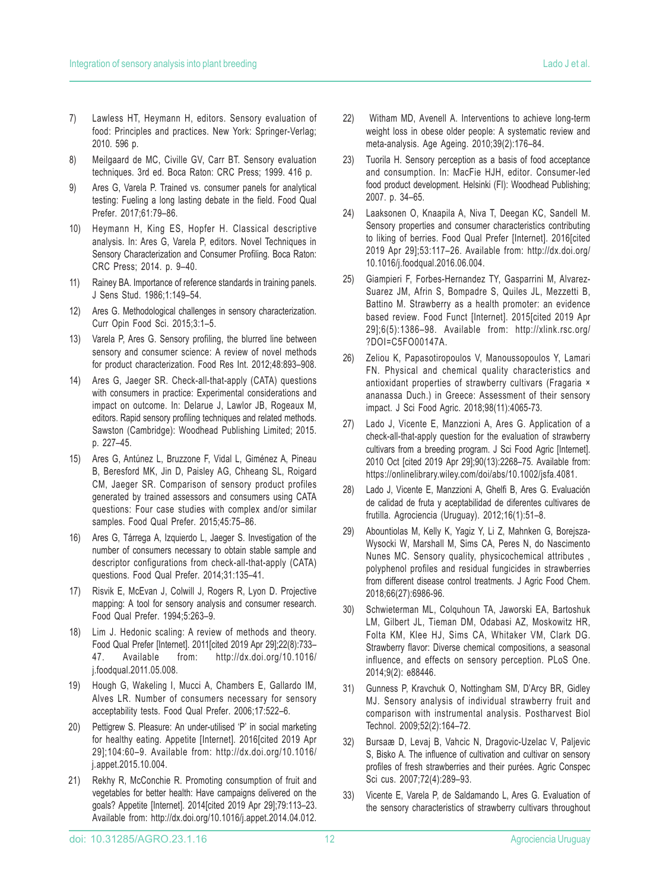7) Lawless HT, Heymann H, editors. Sensory evaluation of food: Principles and practices. New York: Springer-Verlag; 2010. 596 p.

8) Meilgaard de MC, Civille GV, Carr BT. Sensory evaluation techniques. 3rd ed. Boca Raton: CRC Press; 1999. 416 p.

9) Ares G, Varela P. Trained vs. consumer panels for analytical testing: Fueling a long lasting debate in the field. Food Qual Prefer. 2017;61:79–86.

10) Heymann H, King ES, Hopfer H. Classical descriptive analysis. In: Ares G, Varela P, editors. Novel Techniques in Sensory Characterization and Consumer Profiling. Boca Raton: CRC Press; 2014. p. 9–40.

11) Rainey BA. Importance of reference standards in training panels. J Sens Stud. 1986;1:149–54.

12) Ares G. Methodological challenges in sensory characterization. Curr Opin Food Sci. 2015;3:1–5.

13) Varela P, Ares G. Sensory profiling, the blurred line between sensory and consumer science: A review of novel methods for product characterization. Food Res Int. 2012;48:893–908.

14) Ares G, Jaeger SR. Check-all-that-apply (CATA) questions with consumers in practice: Experimental considerations and impact on outcome. In: Delarue J, Lawlor JB, Rogeaux M, editors. Rapid sensory profiling techniques and related methods. Sawston (Cambridge): Woodhead Publishing Limited; 2015. p. 227–45.

15) Ares G, Antúnez L, Bruzzone F, Vidal L, Giménez A, Pineau B, Beresford MK, Jin D, Paisley AG, Chheang SL, Roigard CM, Jaeger SR. Comparison of sensory product profiles generated by trained assessors and consumers using CATA questions: Four case studies with complex and/or similar samples. Food Qual Prefer. 2015;45:75–86.

16) Ares G, Tárrega A, Izquierdo L, Jaeger S. Investigation of the number of consumers necessary to obtain stable sample and descriptor configurations from check-all-that-apply (CATA) questions. Food Qual Prefer. 2014;31:135–41.

17) Risvik E, McEvan J, Colwill J, Rogers R, Lyon D. Projective mapping: A tool for sensory analysis and consumer research. Food Qual Prefer. 1994;5:263–9.

18) Lim J. Hedonic scaling: A review of methods and theory. Food Qual Prefer [Internet]. 2011[cited 2019 Apr 29];22(8):733–47. Available from: http://dx.doi.org/10.1016/j.foodqual.2011.05.008.

19) Hough G, Wakeling I, Mucci A, Chambers E, Gallardo IM, Alves LR. Number of consumers necessary for sensory acceptability tests. Food Qual Prefer. 2006;17:522–6.

20) Pettigrew S. Pleasure: An under-utilised 'P' in social marketing for healthy eating. Appetite [Internet]. 2016[cited 2019 Apr 29];104:60–9. Available from: http://dx.doi.org/10.1016/j.appet.2015.10.004.

21) Rekhy R, McConchie R. Promoting consumption of fruit and vegetables for better health: Have campaigns delivered on the goals? Appetite [Internet]. 2014[cited 2019 Apr 29];79:113–23. Available from: http://dx.doi.org/10.1016/j.appet.2014.04.012.

22) Witham MD, Avenell A. Interventions to achieve long-term weight loss in obese older people: A systematic review and meta-analysis. Age Ageing. 2010;39(2):176–84.

23) Tuorila H. Sensory perception as a basis of food acceptance and consumption. In: MacFie HJH, editor. Consumer-led food product development. Helsinki (FI): Woodhead Publishing; 2007. p. 34–65.

24) Laaksonen O, Knaapila A, Niva T, Deegan KC, Sandell M. Sensory properties and consumer characteristics contributing to liking of berries. Food Qual Prefer [Internet]. 2016[cited 2019 Apr 29];53:117–26. Available from: http://dx.doi.org/10.1016/j.foodqual.2016.06.004.

25) Giampieri F, Forbes-Hernandez TY, Gasparrini M, Alvarez-Suarez JM, Afrin S, Bompadre S, Quiles JL, Mezzetti B, Battino M. Strawberry as a health promoter: an evidence based review. Food Funct [Internet]. 2015[cited 2019 Apr 29];6(5):1386–98. Available from: http://xlink.rsc.org/?DOI=C5FO00147A.

26) Zeliou K, Papasotiropoulos V, Manoussopoulos Y, Lamari FN. Physical and chemical quality characteristics and antioxidant properties of strawberry cultivars (Fragaria × ananassa Duch.) in Greece: Assessment of their sensory impact. J Sci Food Agric. 2018;98(11):4065-73.

27) Lado J, Vicente E, Manzzioni A, Ares G. Application of a check-all-that-apply question for the evaluation of strawberry cultivars from a breeding program. J Sci Food Agric [Internet]. 2010 Oct [cited 2019 Apr 29];90(13):2268–75. Available from: https://onlinelibrary.wiley.com/doi/abs/10.1002/jsfa.4081.

28) Lado J, Vicente E, Manzzioni A, Ghelfi B, Ares G. Evaluación de calidad de fruta y aceptabilidad de diferentes cultivares de frutilla. Agrociencia (Uruguay). 2012;16(1):51–8.

29) Abountiolas M, Kelly K, Yagiz Y, Li Z, Mahnken G, Borejsza-Wysocki W, Marshall M, Sims CA, Peres N, do Nascimento Nunes MC. Sensory quality, physicochemical attributes , polyphenol profiles and residual fungicides in strawberries from different disease control treatments. J Agric Food Chem. 2018;66(27):6986-96.

30) Schwieterman ML, Colquhoun TA, Jaworski EA, Bartoshuk LM, Gilbert JL, Tieman DM, Odabasi AZ, Moskowitz HR, Folta KM, Klee HJ, Sims CA, Whitaker VM, Clark DG. Strawberry flavor: Diverse chemical compositions, a seasonal influence, and effects on sensory perception. PLoS One. 2014;9(2): e88446.

31) Gunness P, Kravchuk O, Nottingham SM, D'Arcy BR, Gidley MJ. Sensory analysis of individual strawberry fruit and comparison with instrumental analysis. Postharvest Biol Technol. 2009;52(2):164–72.

32) Bursaæ D, Levaj B, Vahcic N, Dragovic-Uzelac V, Paljevic S, Bisko A. The influence of cultivation and cultivar on sensory profiles of fresh strawberries and their purées. Agric Conspec Sci cus. 2007;72(4):289–93.

33) Vicente E, Varela P, de Saldamando L, Ares G. Evaluation of the sensory characteristics of strawberry cultivars throughout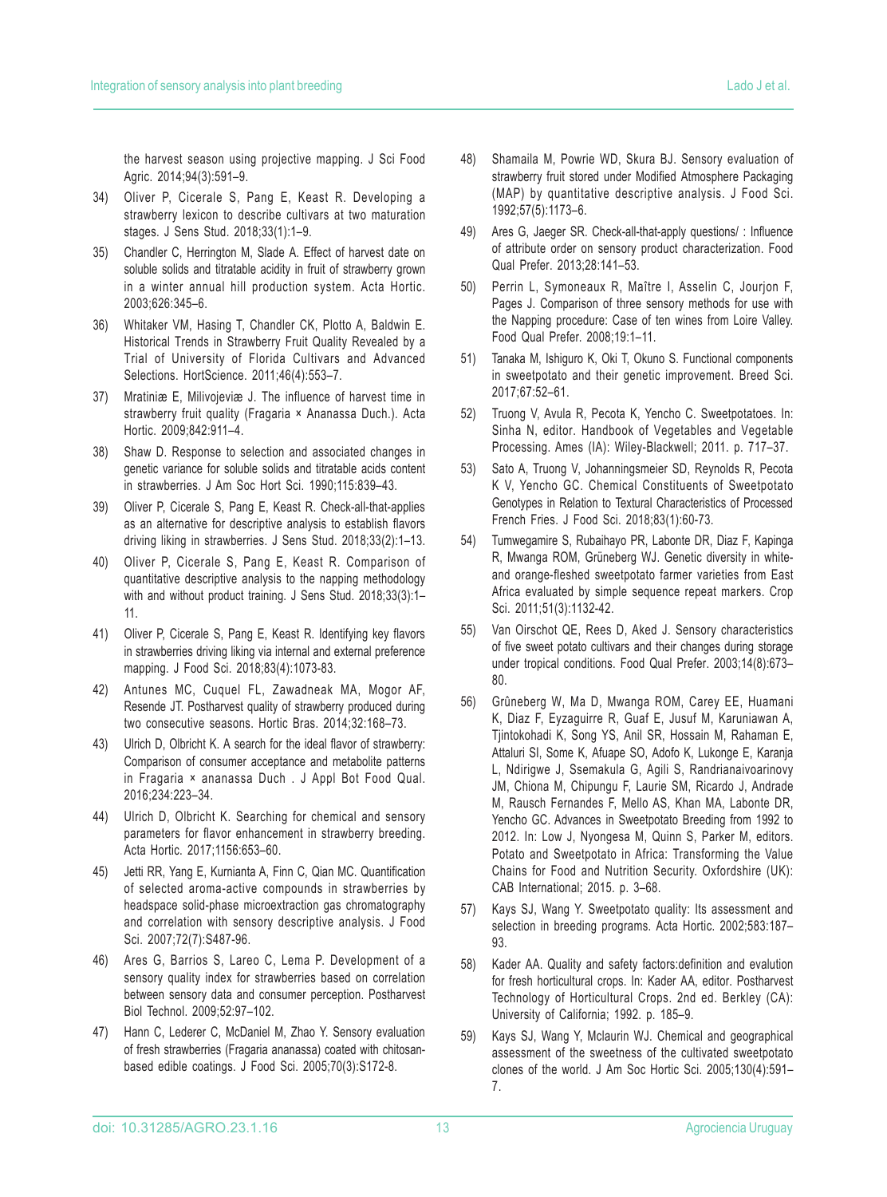the harvest season using projective mapping. J Sci Food Agric. 2014;94(3):591–9.

34) Oliver P, Cicerale S, Pang E, Keast R. Developing a strawberry lexicon to describe cultivars at two maturation stages. J Sens Stud. 2018;33(1):1–9.

35) Chandler C, Herrington M, Slade A. Effect of harvest date on soluble solids and titratable acidity in fruit of strawberry grown in a winter annual hill production system. Acta Hortic. 2003;626:345–6.

36) Whitaker VM, Hasing T, Chandler CK, Plotto A, Baldwin E. Historical Trends in Strawberry Fruit Quality Revealed by a Trial of University of Florida Cultivars and Advanced Selections. HortScience. 2011;46(4):553–7.

37) Mratiniæ E, Milivojeviæ J. The influence of harvest time in strawberry fruit quality (Fragaria × Ananassa Duch.). Acta Hortic. 2009;842:911–4.

38) Shaw D. Response to selection and associated changes in genetic variance for soluble solids and titratable acids content in strawberries. J Am Soc Hort Sci. 1990;115:839–43.

39) Oliver P, Cicerale S, Pang E, Keast R. Check-all-that-applies as an alternative for descriptive analysis to establish flavors driving liking in strawberries. J Sens Stud. 2018;33(2):1–13.

40) Oliver P, Cicerale S, Pang E, Keast R. Comparison of quantitative descriptive analysis to the napping methodology with and without product training. J Sens Stud. 2018;33(3):1–11.

41) Oliver P, Cicerale S, Pang E, Keast R. Identifying key flavors in strawberries driving liking via internal and external preference mapping. J Food Sci. 2018;83(4):1073-83.

42) Antunes MC, Cuquel FL, Zawadneak MA, Mogor AF, Resende JT. Postharvest quality of strawberry produced during two consecutive seasons. Hortic Bras. 2014;32:168–73.

43) Ulrich D, Olbricht K. A search for the ideal flavor of strawberry: Comparison of consumer acceptance and metabolite patterns in Fragaria × ananassa Duch . J Appl Bot Food Qual. 2016;234:223–34.

44) Ulrich D, Olbricht K. Searching for chemical and sensory parameters for flavor enhancement in strawberry breeding. Acta Hortic. 2017;1156:653–60.

45) Jetti RR, Yang E, Kurnianta A, Finn C, Qian MC. Quantification of selected aroma-active compounds in strawberries by headspace solid-phase microextraction gas chromatography and correlation with sensory descriptive analysis. J Food Sci. 2007;72(7):S487-96.

46) Ares G, Barrios S, Lareo C, Lema P. Development of a sensory quality index for strawberries based on correlation between sensory data and consumer perception. Postharvest Biol Technol. 2009;52:97–102.

47) Hann C, Lederer C, McDaniel M, Zhao Y. Sensory evaluation of fresh strawberries (Fragaria ananassa) coated with chitosan-based edible coatings. J Food Sci. 2005;70(3):S172-8.

48) Shamaila M, Powrie WD, Skura BJ. Sensory evaluation of strawberry fruit stored under Modified Atmosphere Packaging (MAP) by quantitative descriptive analysis. J Food Sci. 1992;57(5):1173–6.

49) Ares G, Jaeger SR. Check-all-that-apply questions/ : Influence of attribute order on sensory product characterization. Food Qual Prefer. 2013;28:141–53.

50) Perrin L, Symoneaux R, Maître I, Asselin C, Jourjon F, Pages J. Comparison of three sensory methods for use with the Napping procedure: Case of ten wines from Loire Valley. Food Qual Prefer. 2008;19:1–11.

51) Tanaka M, Ishiguro K, Oki T, Okuno S. Functional components in sweetpotato and their genetic improvement. Breed Sci. 2017;67:52–61.

52) Truong V, Avula R, Pecota K, Yencho C. Sweetpotatoes. In: Sinha N, editor. Handbook of Vegetables and Vegetable Processing. Ames (IA): Wiley-Blackwell; 2011. p. 717–37.

53) Sato A, Truong V, Johanningsmeier SD, Reynolds R, Pecota K V, Yencho GC. Chemical Constituents of Sweetpotato Genotypes in Relation to Textural Characteristics of Processed French Fries. J Food Sci. 2018;83(1):60-73.

54) Tumwegamire S, Rubaihayo PR, Labonte DR, Diaz F, Kapinga R, Mwanga ROM, Grüneberg WJ. Genetic diversity in white- and orange-fleshed sweetpotato farmer varieties from East Africa evaluated by simple sequence repeat markers. Crop Sci. 2011;51(3):1132-42.

55) Van Oirschot QE, Rees D, Aked J. Sensory characteristics of five sweet potato cultivars and their changes during storage under tropical conditions. Food Qual Prefer. 2003;14(8):673–80.

56) Grûneberg W, Ma D, Mwanga ROM, Carey EE, Huamani K, Diaz F, Eyzaguirre R, Guaf E, Jusuf M, Karuniawan A, Tjintokohadi K, Song YS, Anil SR, Hossain M, Rahaman E, Attaluri SI, Some K, Afuape SO, Adofo K, Lukonge E, Karanja L, Ndirigwe J, Ssemakula G, Agili S, Randrianaivoarinovy JM, Chiona M, Chipungu F, Laurie SM, Ricardo J, Andrade M, Rausch Fernandes F, Mello AS, Khan MA, Labonte DR, Yencho GC. Advances in Sweetpotato Breeding from 1992 to 2012. In: Low J, Nyongesa M, Quinn S, Parker M, editors. Potato and Sweetpotato in Africa: Transforming the Value Chains for Food and Nutrition Security. Oxfordshire (UK): CAB International; 2015. p. 3–68.

57) Kays SJ, Wang Y. Sweetpotato quality: Its assessment and selection in breeding programs. Acta Hortic. 2002;583:187–93.

58) Kader AA. Quality and safety factors:definition and evalution for fresh horticultural crops. In: Kader AA, editor. Postharvest Technology of Horticultural Crops. 2nd ed. Berkley (CA): University of California; 1992. p. 185–9.

59) Kays SJ, Wang Y, Mclaurin WJ. Chemical and geographical assessment of the sweetness of the cultivated sweetpotato clones of the world. J Am Soc Hortic Sci. 2005;130(4):591–7.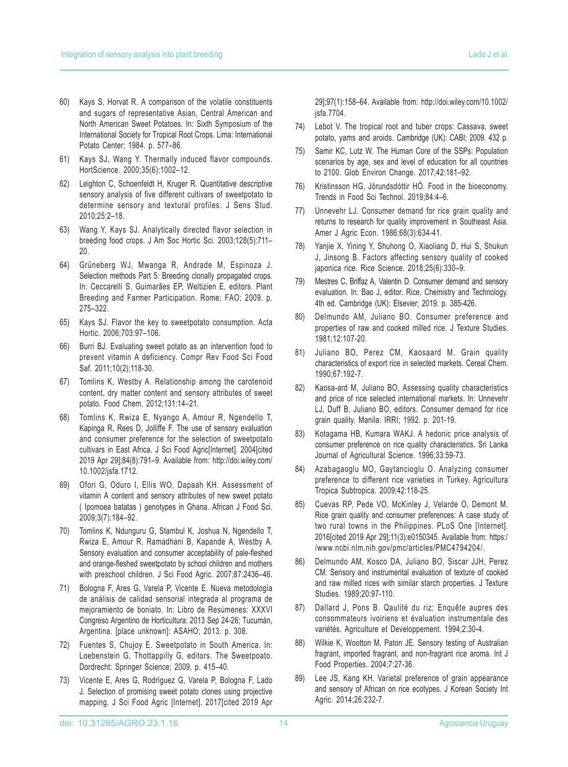60) Kays S, Horvat R. A comparison of the volatile constituents and sugars of representative Asian, Central American and North American Sweet Potatoes. In: Sixth Symposium of the International Society for Tropical Root Crops. Lima: International Potato Center; 1984. p. 577–86.

61) Kays SJ, Wang Y. Thermally induced flavor compounds. HortScience. 2000;35(6):1002–12.

62) Leighton C, Schoenfeldt H, Kruger R. Quantitative descriptive sensory analysis of five different cultivars of sweetpotato to determine sensory and textural profiles. J Sens Stud. 2010;25:2–18.

63) Wang Y, Kays SJ. Analytically directed flavor selection in breeding food crops. J Am Soc Hortic Sci. 2003;128(5):711–20.

64) Grüneberg WJ, Mwanga R, Andrade M, Espinoza J. Selection methods Part 5: Breeding clonally propagated crops. In: Ceccarelli S, Guimarães EP, Weltizien E, editors. Plant Breeding and Farmer Participation. Rome: FAO; 2009. p. 275–322.

65) Kays SJ. Flavor the key to sweetpotato consumption. Acta Hortic. 2006;703:97–106.

66) Burri BJ. Evaluating sweet potato as an intervention food to prevent vitamin A deficiency. Compr Rev Food Sci Food Saf. 2011;10(2);118-30.

67) Tomlins K, Westby A. Relationship among the carotenoid content, dry matter content and sensory attributes of sweet potato. Food Chem. 2012;131:14–21.

68) Tomlins K, Rwiza E, Nyango A, Amour R, Ngendello T, Kapinga R, Rees D, Jolliffe F. The use of sensory evaluation and consumer preference for the selection of sweetpotato cultivars in East Africa. J Sci Food Agric[Internet]. 2004[cited 2019 Apr 29];84(8):791–9. Available from: http://doi.wiley.com/10.1002/jsfa.1712.

69) Ofori G, Oduro I, Ellis WO, Dapaah KH. Assessment of vitamin A content and sensory attributes of new sweet potato ( Ipomoea batatas ) genotypes in Ghana. African J Food Sci. 2009;3(7):184–92.

70) Tomlins K, Ndunguru G, Stambul K, Joshua N, Ngendello T, Rwiza E, Amour R, Ramadhani B, Kapande A, Westby A. Sensory evaluation and consumer acceptability of pale-fleshed and orange-fleshed sweetpotato by school children and mothers with preschool children. J Sci Food Agric. 2007;87:2436–46.

71) Bologna F, Ares G, Varela P, Vicente E. Nueva metodología de análisis de calidad sensorial integrada al programa de mejoramiento de boniato. In: Libro de Resúmenes: XXXVI Congreso Argentino de Horticultura; 2013 Sep 24-26; Tucumán, Argentina. [place unknown]: ASAHO; 2013. p. 308.

72) Fuentes S, Chujoy E. Sweetpotato in South America. In: Loebenstein G, Thottappilly G, editors. The Sweetpoato. Dordrecht: Springer Science; 2009. p. 415–40.

73) Vicente E, Ares G, Rodríguez G, Varela P, Bologna F, Lado J. Selection of promising sweet potato clones using projective mapping. J Sci Food Agric [Internet]. 2017[cited 2019 Apr 29];97(1):158–64. Available from: http://doi.wiley.com/10.1002/jsfa.7704.

74) Lebot V. The tropical root and tuber crops: Cassava, sweet potato, yams and aroids. Cambridge (UK): CABI; 2009. 432 p.

75) Samir KC, Lutz W. The Human Core of the SSPs: Population scenarios by age, sex and level of education for all countries to 2100. Glob Environ Change. 2017;42:181–92.

76) Kristinsson HG, Jörundsdóttir HÓ. Food in the bioeconomy. Trends in Food Sci Technol. 2019;84:4–6.

77) Unnevehr LJ. Consumer demand for rice grain quality and returns to research for quality improvement in Southeast Asia. Amer J Agric Econ. 1986;68(3):634-41.

78) Yanjie X, Yining Y, Shuhong O, Xiaoliang D, Hui S, Shukun J, Jinsong B. Factors affecting sensory quality of cooked japonica rice. Rice Science. 2018;25(6):330–9.

79) Mestres C, Briffaz A, Valentin D. Consumer demand and sensory evaluation. In: Bao J, editor. Rice, Chemistry and Technology. 4th ed. Cambridge (UK): Elsevier; 2019. p. 385-426.

80) Delmundo AM, Juliano BO. Consumer preference and properties of raw and cooked milled rice. J Texture Studies. 1981;12:107-20.

81) Juliano BO, Perez CM, Kaosaard M. Grain quality characteristics of export rice in selected markets. Cereal Chem. 1990;67:192-7.

82) Kaosa-ard M, Juliano BO, Assessing quality characteristics and price of rice selected international markets. In: Unnevehr LJ, Duff B, Juliano BO, editors. Consumer demand for rice grain quality. Manila: IRRI; 1992. p. 201-19.

83) Kotagama HB, Kumara WAKJ. A hedonic price analysis of consumer preference on rice quality characteristics. Sri Lanka Journal of Agricultural Science. 1996;33:59-73.

84) Azabagaoglu MO, Gaytancioglu O. Analyzing consumer preference to different rice varieties in Turkey. Agricultura Tropica Subtropica. 2009;42:118-25.

85) Cuevas RP, Pede VO, McKinley J, Velarde O, Demont M. Rice grain quality and consumer preferences: A case study of two rural towns in the Philippines. PLoS One [Internet]. 2016[cited 2019 Apr 29];11(3):e0150345. Available from: https://www.ncbi.nlm.nih.gov/pmc/articles/PMC4794204/.

86) Delmundo AM, Kosco DA, Juliano BO, Siscar JJH, Perez CM. Sensory and instrumental evaluation of texture of cooked and raw milled rices with similar starch properties. J Texture Studies. 1989;20:97-110.

87) Dallard J, Pons B. Qaulité du riz: Enquête aupres des consommateurs ivoiriens et évaluation instrumentale des variétés. Agriculture et Developpement. 1994;2:30-4.

88) Wilkie K, Wootton M, Paton JE. Sensory testing of Australian fragrant, imported fragrant, and non-fragrant rice aroma. Int J Food Properties. 2004;7:27-36.

89) Lee JS, Kang KH. Varietal preference of grain appearance and sensory of African on rice ecotypes. J Korean Society Int Agric. 2014;26:232-7.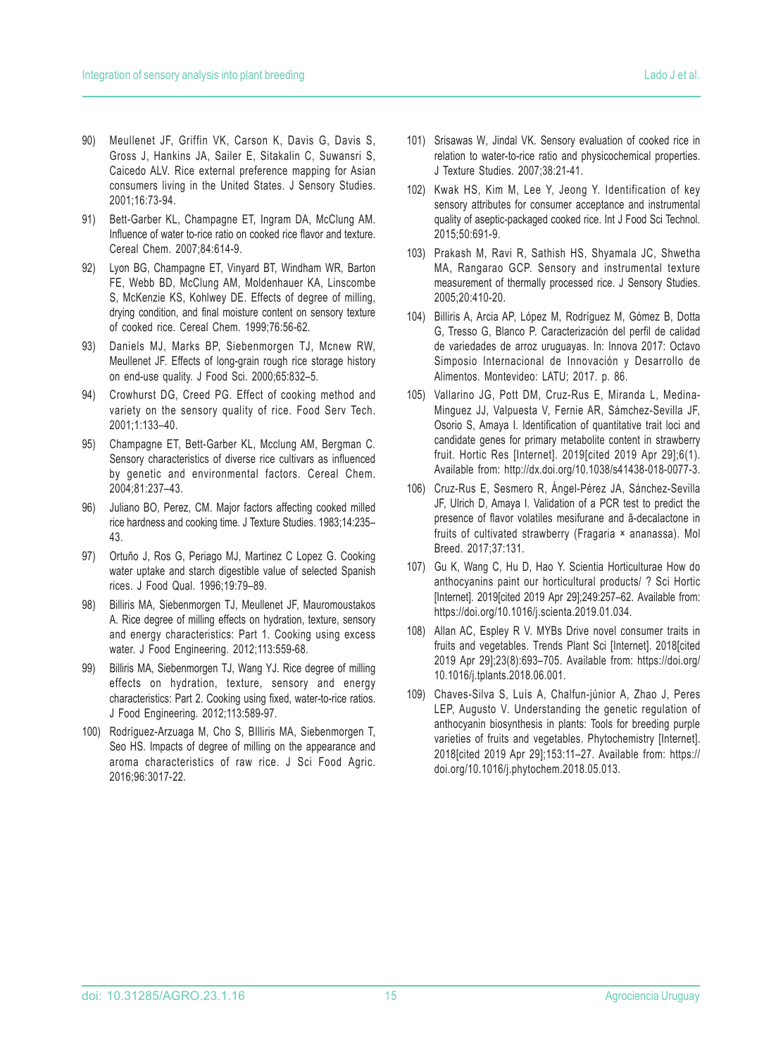90) Meullenet JF, Griffin VK, Carson K, Davis G, Davis S, Gross J, Hankins JA, Sailer E, Sitakalin C, Suwansri S, Caicedo ALV. Rice external preference mapping for Asian consumers living in the United States. J Sensory Studies. 2001;16:73-94.

91) Bett-Garber KL, Champagne ET, Ingram DA, McClung AM. Influence of water to-rice ratio on cooked rice flavor and texture. Cereal Chem. 2007;84:614-9.

92) Lyon BG, Champagne ET, Vinyard BT, Windham WR, Barton FE, Webb BD, McClung AM, Moldenhauer KA, Linscombe S, McKenzie KS, Kohlwey DE. Effects of degree of milling, drying condition, and final moisture content on sensory texture of cooked rice. Cereal Chem. 1999;76:56-62.

93) Daniels MJ, Marks BP, Siebenmorgen TJ, Mcnew RW, Meullenet JF. Effects of long-grain rough rice storage history on end-use quality. J Food Sci. 2000;65:832–5.

94) Crowhurst DG, Creed PG. Effect of cooking method and variety on the sensory quality of rice. Food Serv Tech. 2001;1:133–40.

95) Champagne ET, Bett-Garber KL, Mcclung AM, Bergman C. Sensory characteristics of diverse rice cultivars as influenced by genetic and environmental factors. Cereal Chem. 2004;81:237–43.

96) Juliano BO, Perez, CM. Major factors affecting cooked milled rice hardness and cooking time. J Texture Studies. 1983;14:235–43.

97) Ortuño J, Ros G, Periago MJ, Martinez C Lopez G. Cooking water uptake and starch digestible value of selected Spanish rices. J Food Qual. 1996;19:79–89.

98) Billiris MA, Siebenmorgen TJ, Meullenet JF, Mauromoustakos A. Rice degree of milling effects on hydration, texture, sensory and energy characteristics: Part 1. Cooking using excess water. J Food Engineering. 2012;113:559-68.

99) Billiris MA, Siebenmorgen TJ, Wang YJ. Rice degree of milling effects on hydration, texture, sensory and energy characteristics: Part 2. Cooking using fixed, water-to-rice ratios. J Food Engineering. 2012;113:589-97.

100) Rodríguez-Arzuaga M, Cho S, BIlliris MA, Siebenmorgen T, Seo HS. Impacts of degree of milling on the appearance and aroma characteristics of raw rice. J Sci Food Agric. 2016;96:3017-22.

101) Srisawas W, Jindal VK. Sensory evaluation of cooked rice in relation to water-to-rice ratio and physicochemical properties. J Texture Studies. 2007;38:21-41.

102) Kwak HS, Kim M, Lee Y, Jeong Y. Identification of key sensory attributes for consumer acceptance and instrumental quality of aseptic-packaged cooked rice. Int J Food Sci Technol. 2015;50:691-9.

103) Prakash M, Ravi R, Sathish HS, Shyamala JC, Shwetha MA, Rangarao GCP. Sensory and instrumental texture measurement of thermally processed rice. J Sensory Studies. 2005;20:410-20.

104) Billiris A, Arcia AP, López M, Rodríguez M, Gómez B, Dotta G, Tresso G, Blanco P. Caracterización del perfil de calidad de variedades de arroz uruguayas. In: Innova 2017: Octavo Simposio Internacional de Innovación y Desarrollo de Alimentos. Montevideo: LATU; 2017. p. 86.

105) Vallarino JG, Pott DM, Cruz-Rus E, Miranda L, Medina-Minguez JJ, Valpuesta V, Fernie AR, Sámchez-Sevilla JF, Osorio S, Amaya I. Identification of quantitative trait loci and candidate genes for primary metabolite content in strawberry fruit. Hortic Res [Internet]. 2019[cited 2019 Apr 29];6(1). Available from: http://dx.doi.org/10.1038/s41438-018-0077-3.

106) Cruz-Rus E, Sesmero R, Ángel-Pérez JA, Sánchez-Sevilla JF, Ulrich D, Amaya I. Validation of a PCR test to predict the presence of flavor volatiles mesifurane and ã-decalactone in fruits of cultivated strawberry (Fragaria × ananassa). Mol Breed. 2017;37:131.

107) Gu K, Wang C, Hu D, Hao Y. Scientia Horticulturae How do anthocyanins paint our horticultural products/ ? Sci Hortic [Internet]. 2019[cited 2019 Apr 29];249:257–62. Available from: https://doi.org/10.1016/j.scienta.2019.01.034.

108) Allan AC, Espley R V. MYBs Drive novel consumer traits in fruits and vegetables. Trends Plant Sci [Internet]. 2018[cited 2019 Apr 29];23(8):693–705. Available from: https://doi.org/10.1016/j.tplants.2018.06.001.

109) Chaves-Silva S, Luís A, Chalfun-júnior A, Zhao J, Peres LEP, Augusto V. Understanding the genetic regulation of anthocyanin biosynthesis in plants: Tools for breeding purple varieties of fruits and vegetables. Phytochemistry [Internet]. 2018[cited 2019 Apr 29];153:11–27. Available from: https://doi.org/10.1016/j.phytochem.2018.05.013.